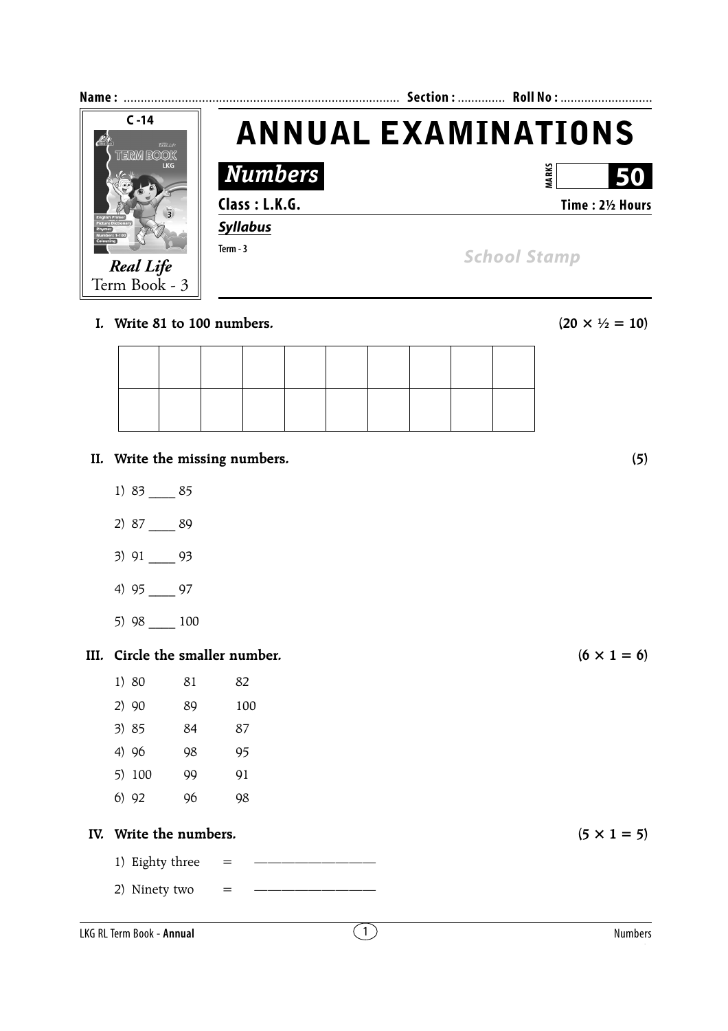Name : ................................................................................ Section : ............. Roll No : ...........................

C -14

*Real Life*
Term Book - 3

# ANNUAL EXAMINATIONS

## *Numbers*

MARKS **50**

**Class : L.K.G.** **Time : 2½ Hours**

***Syllabus***

Term - 3

School Stamp

**I. Write 81 to 100 numbers.** **(20 × ½ = 10)**

| | | | | | | | | | |
|---|---|---|---|---|---|---|---|---|---|
| | | | | | | | | | |
| | | | | | | | | | |

**II. Write the missing numbers.** **(5)**

1) 83 ____ 85

2) 87 ____ 89

3) 91 ____ 93

4) 95 ____ 97

5) 98 ____ 100

**III. Circle the smaller number.** **(6 × 1 = 6)**

1) 80 81 82

2) 90 89 100

3) 85 84 87

4) 96 98 95

5) 100 99 91

6) 92 96 98

**IV. Write the numbers.** **(5 × 1 = 5)**

1) Eighty three = ________________

2) Ninety two = ________________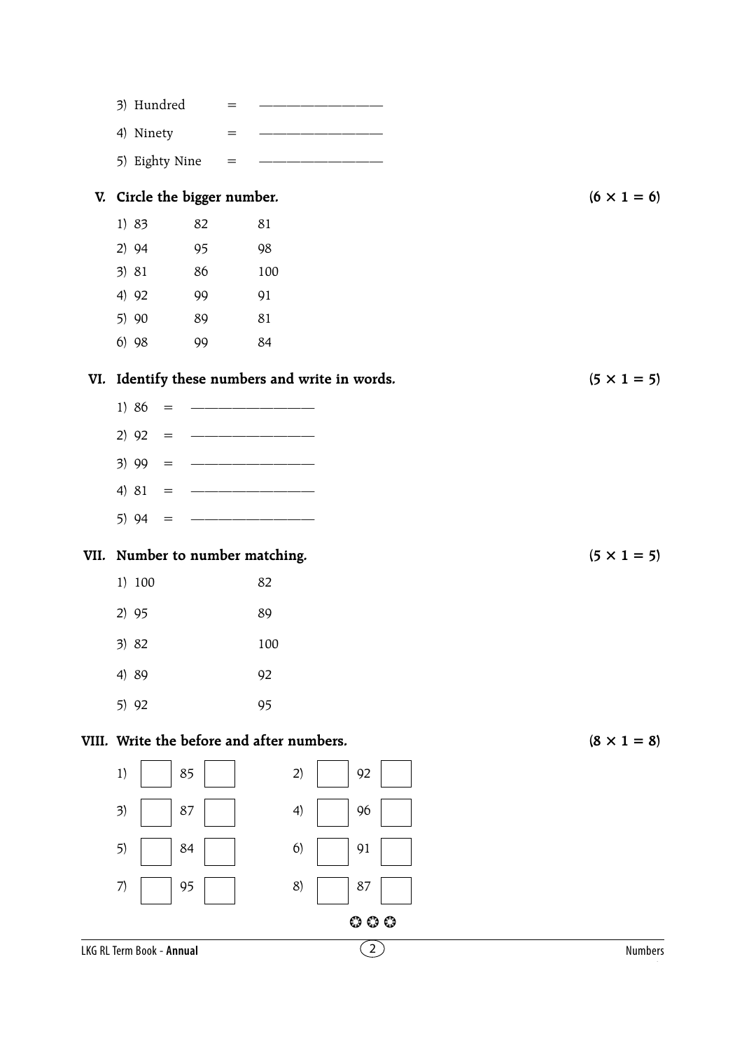3) Hundred = ________________

4) Ninety = ________________

5) Eighty Nine = ________________

## V. Circle the bigger number. (6 × 1 = 6)

| | | |
|---|---|---|
| 1) 83 | 82 | 81 |
| 2) 94 | 95 | 98 |
| 3) 81 | 86 | 100 |
| 4) 92 | 99 | 91 |
| 5) 90 | 89 | 81 |
| 6) 98 | 99 | 84 |

## VI. Identify these numbers and write in words. (5 × 1 = 5)

1) 86 = ________________

2) 92 = ________________

3) 99 = ________________

4) 81 = ________________

5) 94 = ________________

## VII. Number to number matching. (5 × 1 = 5)

| | |
|---|---|
| 1) 100 | 82 |
| 2) 95 | 89 |
| 3) 82 | 100 |
| 4) 89 | 92 |
| 5) 92 | 95 |

## VIII. Write the before and after numbers. (8 × 1 = 8)

1) ☐ 85 ☐    2) ☐ 92 ☐

3) ☐ 87 ☐    4) ☐ 96 ☐

5) ☐ 84 ☐    6) ☐ 91 ☐

7) ☐ 95 ☐    8) ☐ 87 ☐

✪ ✪ ✪